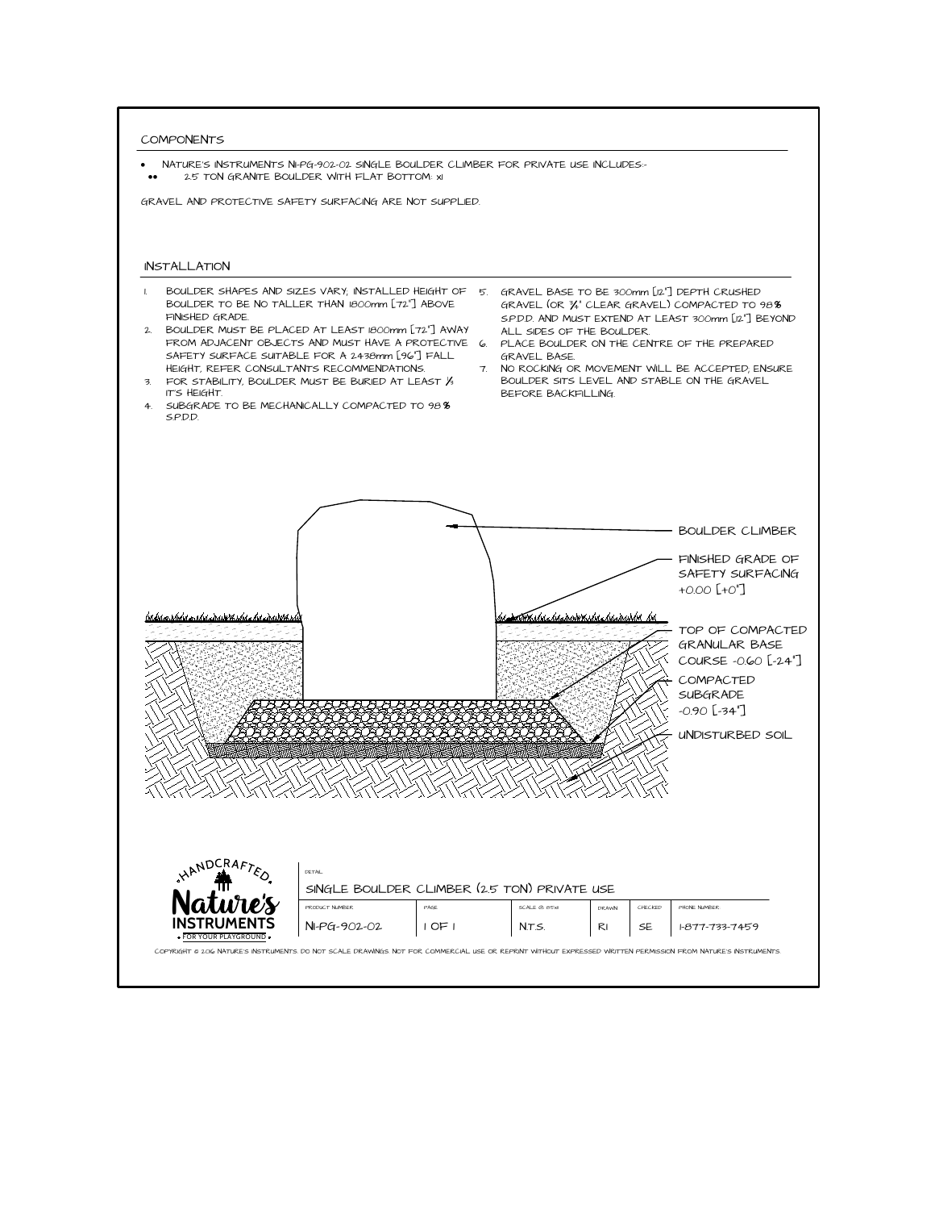## COMPONENTS

- NATURE'S INSTRUMENTS NI-PG-902-02 SINGLE BOULDER CLIMBER FOR PRIVATE USE INCLUDES:-
  - 2.5 TON GRANITE BOULDER WITH FLAT BOTTOM: x1

GRAVEL AND PROTECTIVE SAFETY SURFACING ARE NOT SUPPLIED.

## INSTALLATION

1. BOULDER SHAPES AND SIZES VARY, INSTALLED HEIGHT OF BOULDER TO BE NO TALLER THAN 1800mm [72"] ABOVE FINISHED GRADE.
2. BOULDER MUST BE PLACED AT LEAST 1800mm [72"] AWAY FROM ADJACENT OBJECTS AND MUST HAVE A PROTECTIVE SAFETY SURFACE SUITABLE FOR A 2438mm [96"] FALL HEIGHT, REFER CONSULTANTS RECOMMENDATIONS.
3. FOR STABILITY, BOULDER MUST BE BURIED AT LEAST ⅓ IT'S HEIGHT.
4. SUBGRADE TO BE MECHANICALLY COMPACTED TO 98% S.P.D.D.
5. GRAVEL BASE TO BE 300mm [12"] DEPTH CRUSHED GRAVEL (OR ¾" CLEAR GRAVEL) COMPACTED TO 98% S.P.D.D. AND MUST EXTEND AT LEAST 300mm [12"] BEYOND ALL SIDES OF THE BOULDER.
6. PLACE BOULDER ON THE CENTRE OF THE PREPARED GRAVEL BASE.
7. NO ROCKING OR MOVEMENT WILL BE ACCEPTED, ENSURE BOULDER SITS LEVEL AND STABLE ON THE GRAVEL BEFORE BACKFILLING.

BOULDER CLIMBER

FINISHED GRADE OF SAFETY SURFACING +0.00 [+0"]

TOP OF COMPACTED GRANULAR BASE COURSE -0.60 [-24"]

COMPACTED SUBGRADE -0.90 [-34"]

UNDISTURBED SOIL

HANDCRAFTED Nature's INSTRUMENTS FOR YOUR PLAYGROUND

| DETAIL | | | | | |
|---|---|---|---|---|---|
| SINGLE BOULDER CLIMBER (2.5 TON) PRIVATE USE | | | | | |
| PRODUCT NUMBER | PAGE | SCALE @ 8.5x11 | DRAWN | CHECKED | PHONE NUMBER |
| NI-PG-902-02 | 1 OF 1 | N.T.S. | RI | SE | 1-877-733-7459 |

COPYRIGHT © 2016 NATURE'S INSTRUMENTS. DO NOT SCALE DRAWINGS. NOT FOR COMMERCIAL USE OR REPRINT WITHOUT EXPRESSED WRITTEN PERMISSION FROM NATURE'S INSTRUMENTS.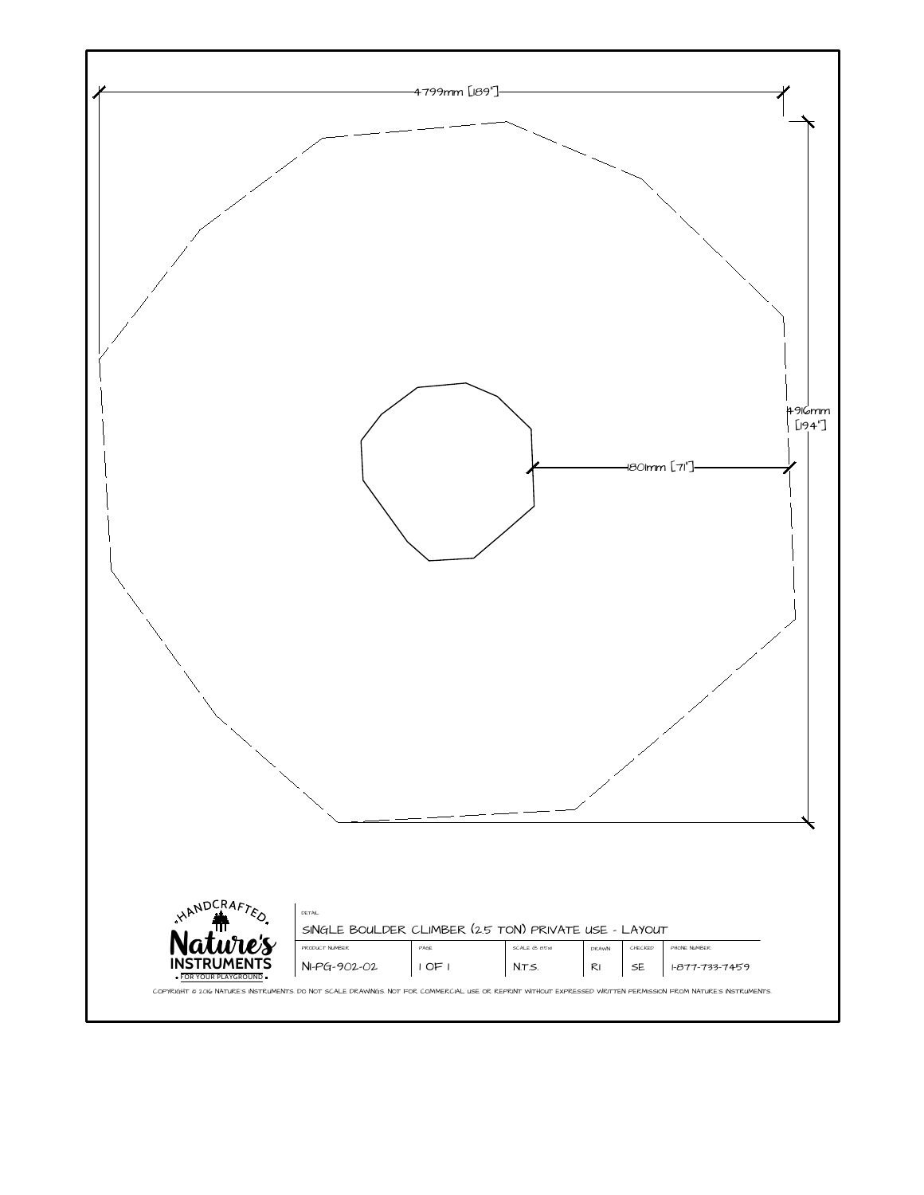4799mm [189"]

4916mm
[194"]

1801mm [71"]

DETAIL

SINGLE BOULDER CLIMBER (2.5 TON) PRIVATE USE - LAYOUT

| PRODUCT NUMBER | PAGE | SCALE @ 8.5x11 | DRAWN | CHECKED | PHONE NUMBER |
|---|---|---|---|---|---|
| NI-PG-902-02 | 1 OF 1 | N.T.S. | RI | SE | 1-877-733-7459 |

HANDCRAFTED
Nature's
INSTRUMENTS
FOR YOUR PLAYGROUND

COPYRIGHT © 2016 NATURE'S INSTRUMENTS. DO NOT SCALE DRAWINGS. NOT FOR COMMERCIAL USE OR REPRINT WITHOUT EXPRESSED WRITTEN PERMISSION FROM NATURE'S INSTRUMENTS.